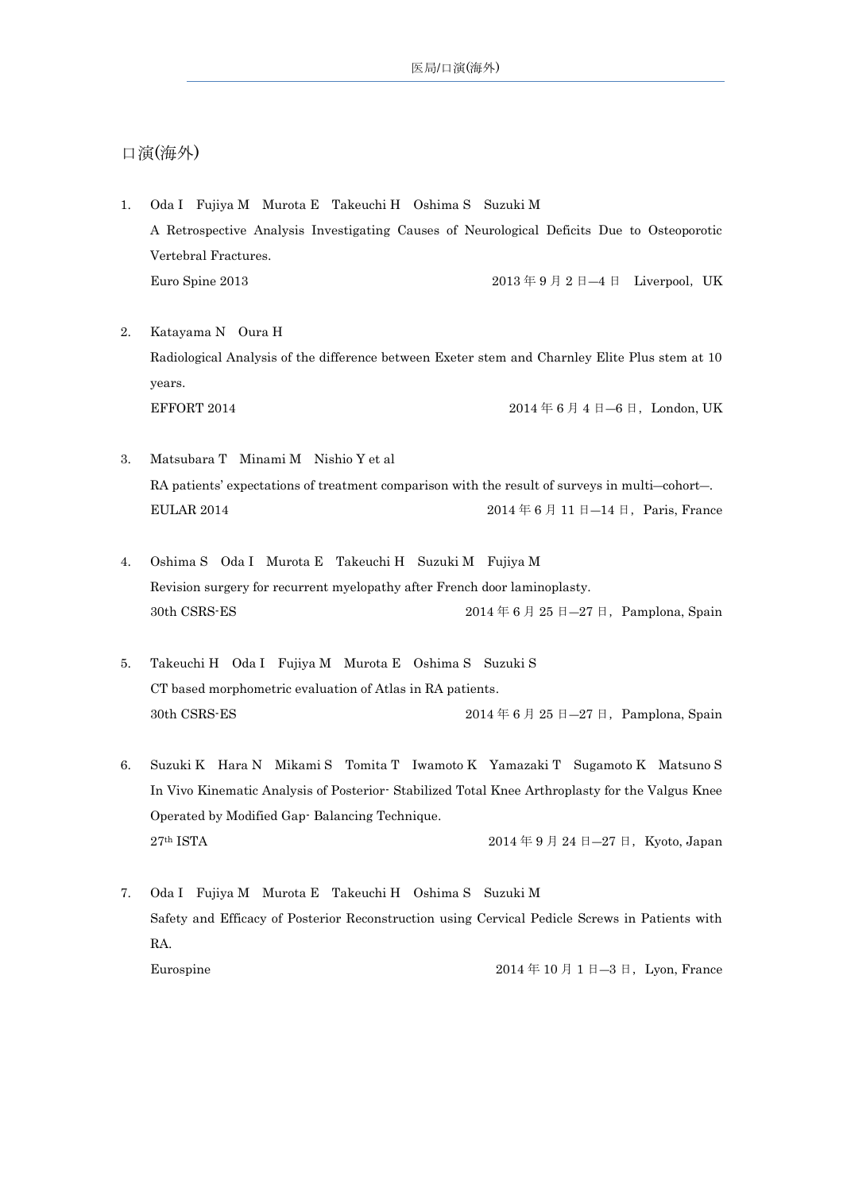# 口演(海外)

1. Oda I　Fujiya M　Murota E　Takeuchi H　Oshima S　Suzuki M
   A Retrospective Analysis Investigating Causes of Neurological Deficits Due to Osteoporotic Vertebral Fractures.
   Euro Spine 2013　　2013 年 9 月 2 日―4 日　Liverpool，UK

2. Katayama N　Oura H
   Radiological Analysis of the difference between Exeter stem and Charnley Elite Plus stem at 10 years.
   EFFORT 2014　　2014 年 6 月 4 日―6 日，London, UK

3. Matsubara T　Minami M　Nishio Y et al
   RA patients' expectations of treatment comparison with the result of surveys in multi―cohort―.
   EULAR 2014　　2014 年 6 月 11 日―14 日，Paris, France

4. Oshima S　Oda I　Murota E　Takeuchi H　Suzuki M　Fujiya M
   Revision surgery for recurrent myelopathy after French door laminoplasty.
   30th CSRS-ES　　2014 年 6 月 25 日―27 日，Pamplona, Spain

5. Takeuchi H　Oda I　Fujiya M　Murota E　Oshima S　Suzuki S
   CT based morphometric evaluation of Atlas in RA patients.
   30th CSRS-ES　　2014 年 6 月 25 日―27 日，Pamplona, Spain

6. Suzuki K　Hara N　Mikami S　Tomita T　Iwamoto K　Yamazaki T　Sugamoto K　Matsuno S
   In Vivo Kinematic Analysis of Posterior- Stabilized Total Knee Arthroplasty for the Valgus Knee Operated by Modified Gap- Balancing Technique.
   27th ISTA　　2014 年 9 月 24 日―27 日，Kyoto, Japan

7. Oda I　Fujiya M　Murota E　Takeuchi H　Oshima S　Suzuki M
   Safety and Efficacy of Posterior Reconstruction using Cervical Pedicle Screws in Patients with RA.
   Eurospine　　2014 年 10 月 1 日―3 日，Lyon, France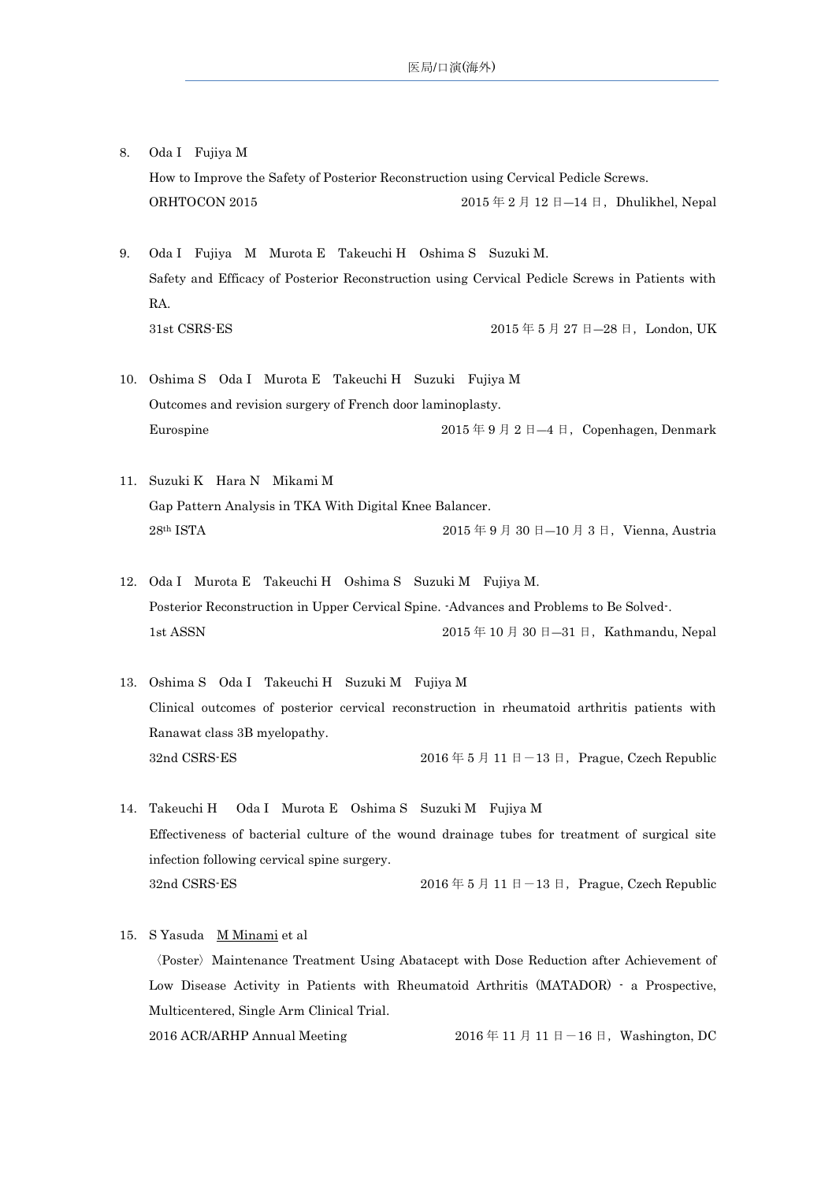8. Oda I　Fujiya M

   How to Improve the Safety of Posterior Reconstruction using Cervical Pedicle Screws.

   ORHTOCON 2015　　2015 年 2 月 12 日—14 日，Dhulikhel, Nepal

9. Oda I　Fujiya　M　Murota E　Takeuchi H　Oshima S　Suzuki M.

   Safety and Efficacy of Posterior Reconstruction using Cervical Pedicle Screws in Patients with RA.

   31st CSRS-ES　　2015 年 5 月 27 日—28 日，London, UK

10. Oshima S　Oda I　Murota E　Takeuchi H　Suzuki　Fujiya M

    Outcomes and revision surgery of French door laminoplasty.

    Eurospine　　2015 年 9 月 2 日—4 日，Copenhagen, Denmark

11. Suzuki K　Hara N　Mikami M

    Gap Pattern Analysis in TKA With Digital Knee Balancer.

    28th ISTA　　2015 年 9 月 30 日—10 月 3 日，Vienna, Austria

12. Oda I　Murota E　Takeuchi H　Oshima S　Suzuki M　Fujiya M.

    Posterior Reconstruction in Upper Cervical Spine. -Advances and Problems to Be Solved-.

    1st ASSN　　2015 年 10 月 30 日—31 日，Kathmandu, Nepal

13. Oshima S　Oda I　Takeuchi H　Suzuki M　Fujiya M

    Clinical outcomes of posterior cervical reconstruction in rheumatoid arthritis patients with Ranawat class 3B myelopathy.

    32nd CSRS-ES　　2016 年 5 月 11 日－13 日，Prague, Czech Republic

14. Takeuchi H　Oda I　Murota E　Oshima S　Suzuki M　Fujiya M

    Effectiveness of bacterial culture of the wound drainage tubes for treatment of surgical site infection following cervical spine surgery.

    32nd CSRS-ES　　2016 年 5 月 11 日－13 日，Prague, Czech Republic

15. S Yasuda　M Minami et al

    〈Poster〉 Maintenance Treatment Using Abatacept with Dose Reduction after Achievement of Low Disease Activity in Patients with Rheumatoid Arthritis (MATADOR) - a Prospective, Multicentered, Single Arm Clinical Trial.

    2016 ACR/ARHP Annual Meeting　　2016 年 11 月 11 日－16 日，Washington, DC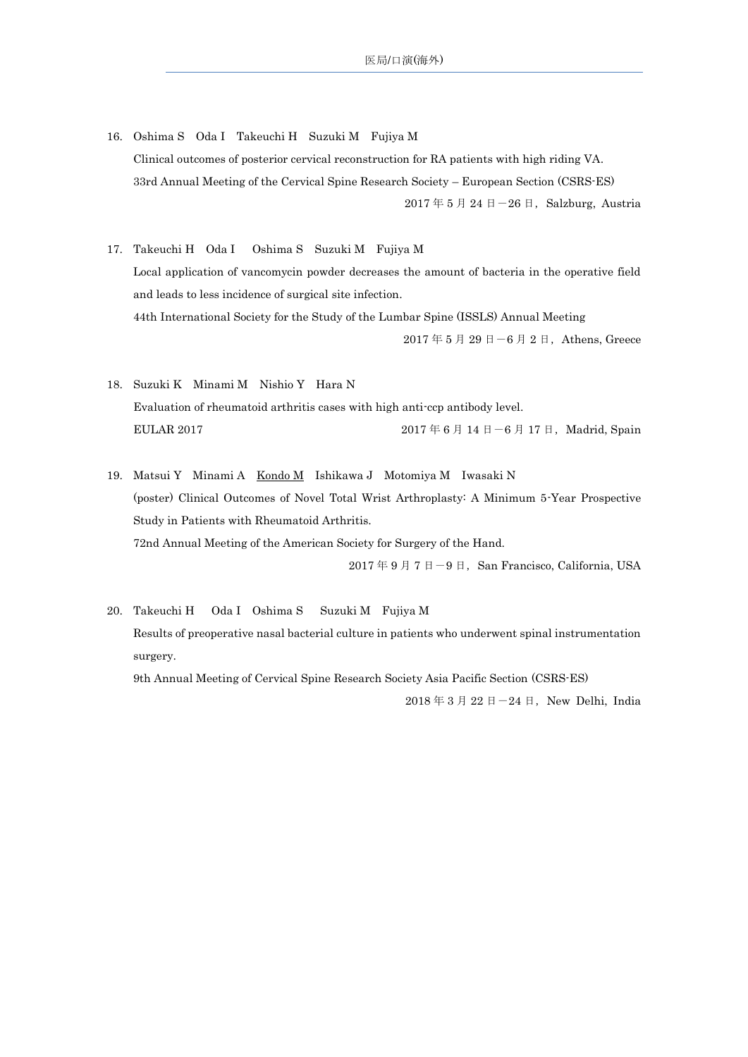16. Oshima S　Oda I　Takeuchi H　Suzuki M　Fujiya M

    Clinical outcomes of posterior cervical reconstruction for RA patients with high riding VA.

    33rd Annual Meeting of the Cervical Spine Research Society – European Section (CSRS-ES)

    2017 年 5 月 24 日－26 日，Salzburg, Austria

17. Takeuchi H　Oda I　Oshima S　Suzuki M　Fujiya M

    Local application of vancomycin powder decreases the amount of bacteria in the operative field and leads to less incidence of surgical site infection.

    44th International Society for the Study of the Lumbar Spine (ISSLS) Annual Meeting

    2017 年 5 月 29 日－6 月 2 日，Athens, Greece

18. Suzuki K　Minami M　Nishio Y　Hara N

    Evaluation of rheumatoid arthritis cases with high anti-ccp antibody level.

    EULAR 2017　2017 年 6 月 14 日－6 月 17 日，Madrid, Spain

19. Matsui Y　Minami A　<u>Kondo M</u>　Ishikawa J　Motomiya M　Iwasaki N

    (poster) Clinical Outcomes of Novel Total Wrist Arthroplasty: A Minimum 5-Year Prospective Study in Patients with Rheumatoid Arthritis.

    72nd Annual Meeting of the American Society for Surgery of the Hand.

    2017 年 9 月 7 日－9 日，San Francisco, California, USA

20. Takeuchi H　Oda I　Oshima S　Suzuki M　Fujiya M

    Results of preoperative nasal bacterial culture in patients who underwent spinal instrumentation surgery.

    9th Annual Meeting of Cervical Spine Research Society Asia Pacific Section (CSRS-ES)

    2018 年 3 月 22 日－24 日，New Delhi, India